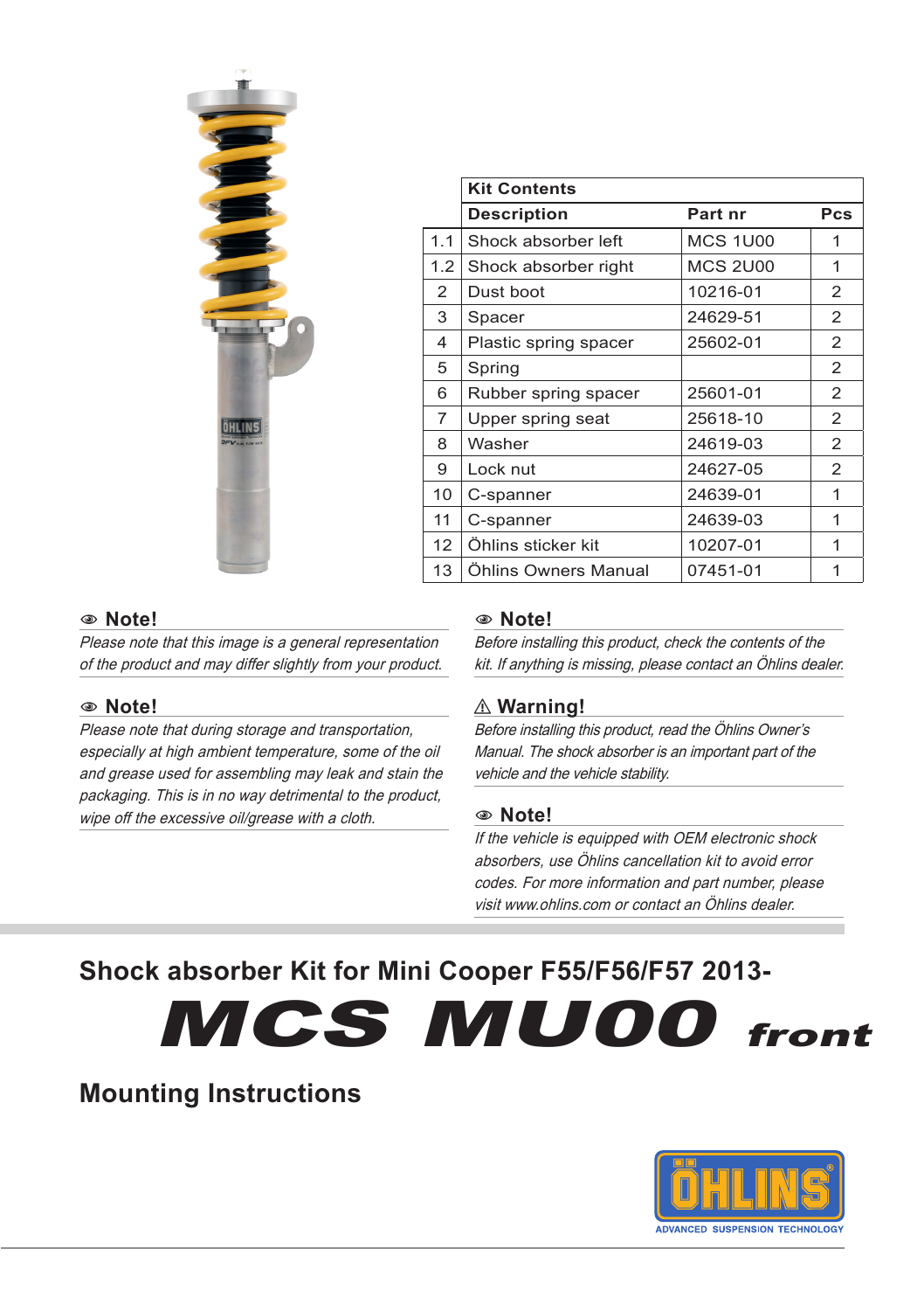| | Kit Contents | | |
|---|---|---|---|
| | **Description** | **Part nr** | **Pcs** |
| 1.1 | Shock absorber left | MCS 1U00 | 1 |
| 1.2 | Shock absorber right | MCS 2U00 | 1 |
| 2 | Dust boot | 10216-01 | 2 |
| 3 | Spacer | 24629-51 | 2 |
| 4 | Plastic spring spacer | 25602-01 | 2 |
| 5 | Spring | | 2 |
| 6 | Rubber spring spacer | 25601-01 | 2 |
| 7 | Upper spring seat | 25618-10 | 2 |
| 8 | Washer | 24619-03 | 2 |
| 9 | Lock nut | 24627-05 | 2 |
| 10 | C-spanner | 24639-01 | 1 |
| 11 | C-spanner | 24639-03 | 1 |
| 12 | Öhlins sticker kit | 10207-01 | 1 |
| 13 | Öhlins Owners Manual | 07451-01 | 1 |

**Note!**

*Please note that this image is a general representation of the product and may differ slightly from your product.*

**Note!**

*Please note that during storage and transportation, especially at high ambient temperature, some of the oil and grease used for assembling may leak and stain the packaging. This is in no way detrimental to the product, wipe off the excessive oil/grease with a cloth.*

**Note!**

*Before installing this product, check the contents of the kit. If anything is missing, please contact an Öhlins dealer.*

**⚠ Warning!**

*Before installing this product, read the Öhlins Owner's Manual. The shock absorber is an important part of the vehicle and the vehicle stability.*

**Note!**

*If the vehicle is equipped with OEM electronic shock absorbers, use Öhlins cancellation kit to avoid error codes. For more information and part number, please visit www.ohlins.com or contact an Öhlins dealer.*

## Shock absorber Kit for Mini Cooper F55/F56/F57 2013-

# MCS MU00 front

## Mounting Instructions

ÖHLINS
ADVANCED SUSPENSION TECHNOLOGY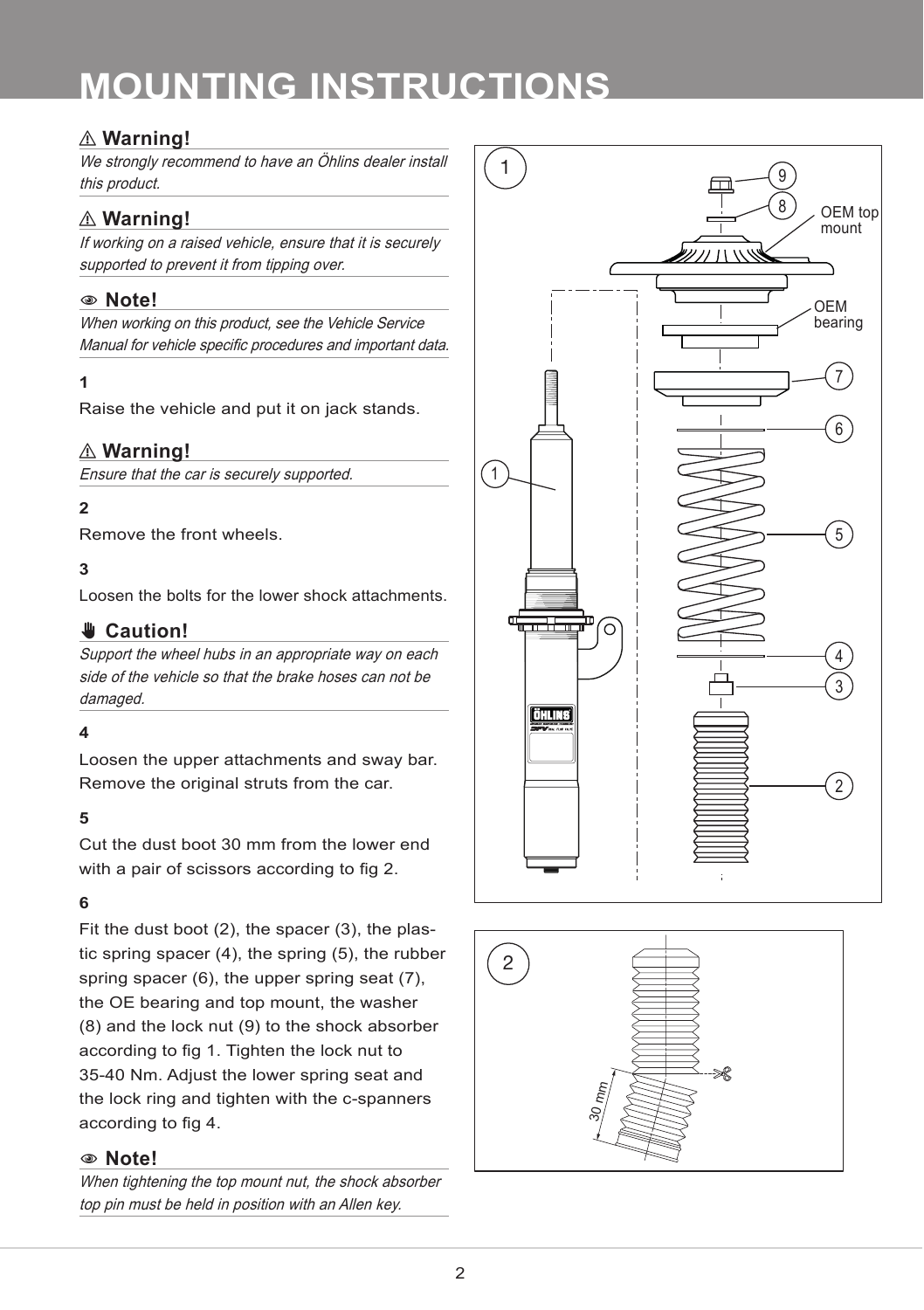# MOUNTING INSTRUCTIONS

**⚠ Warning!**

*We strongly recommend to have an Öhlins dealer install this product.*

**⚠ Warning!**

*If working on a raised vehicle, ensure that it is securely supported to prevent it from tipping over.*

**Note!**

*When working on this product, see the Vehicle Service Manual for vehicle specific procedures and important data.*

**1**

Raise the vehicle and put it on jack stands.

**⚠ Warning!**

*Ensure that the car is securely supported.*

**2**

Remove the front wheels.

**3**

Loosen the bolts for the lower shock attachments.

**Caution!**

*Support the wheel hubs in an appropriate way on each side of the vehicle so that the brake hoses can not be damaged.*

**4**

Loosen the upper attachments and sway bar. Remove the original struts from the car.

**5**

Cut the dust boot 30 mm from the lower end with a pair of scissors according to fig 2.

**6**

Fit the dust boot (2), the spacer (3), the plastic spring spacer (4), the spring (5), the rubber spring spacer (6), the upper spring seat (7), the OE bearing and top mount, the washer (8) and the lock nut (9) to the shock absorber according to fig 1. Tighten the lock nut to 35-40 Nm. Adjust the lower spring seat and the lock ring and tighten with the c-spanners according to fig 4.

**Note!**

*When tightening the top mount nut, the shock absorber top pin must be held in position with an Allen key.*

1

OEM top mount

OEM bearing

2

30 mm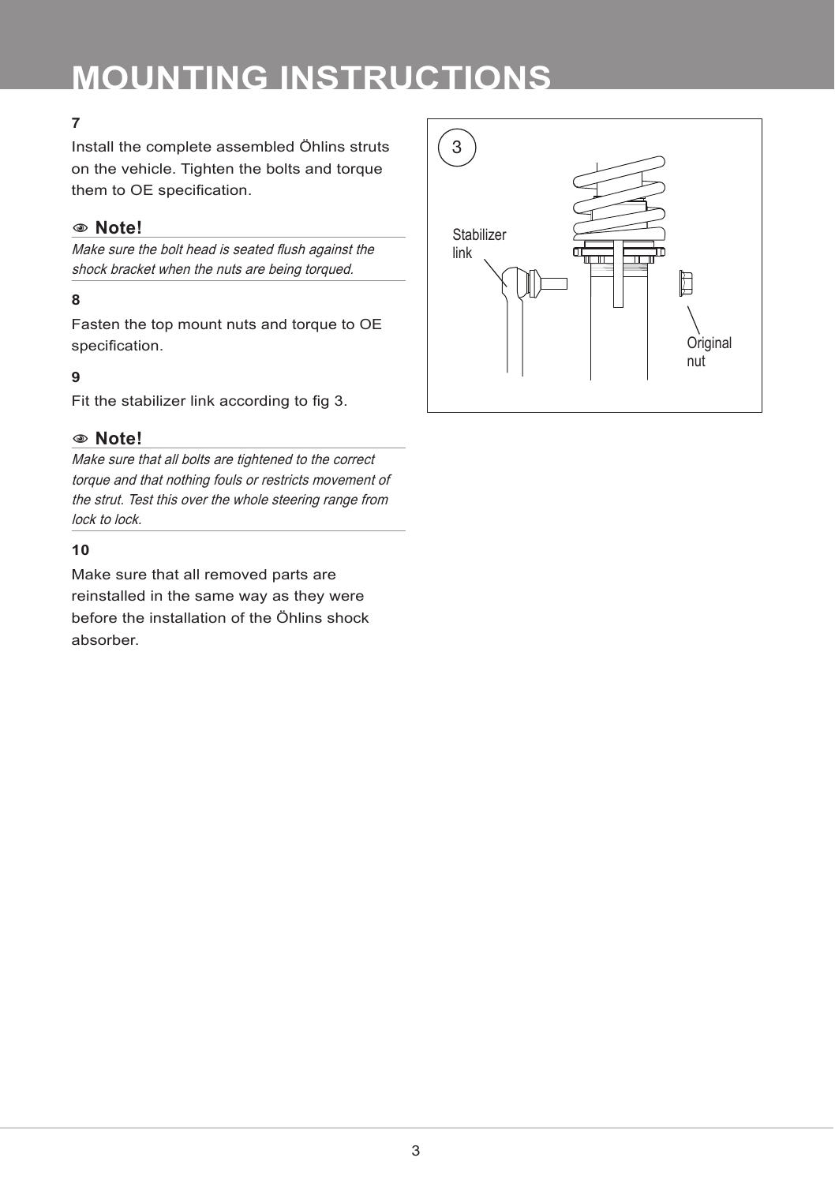# MOUNTING INSTRUCTIONS

**7**

Install the complete assembled Öhlins struts on the vehicle. Tighten the bolts and torque them to OE specification.

**Note!**

*Make sure the bolt head is seated flush against the shock bracket when the nuts are being torqued.*

**8**

Fasten the top mount nuts and torque to OE specification.

**9**

Fit the stabilizer link according to fig 3.

**Note!**

*Make sure that all bolts are tightened to the correct torque and that nothing fouls or restricts movement of the strut. Test this over the whole steering range from lock to lock.*

**10**

Make sure that all removed parts are reinstalled in the same way as they were before the installation of the Öhlins shock absorber.

3

Stabilizer link

Original nut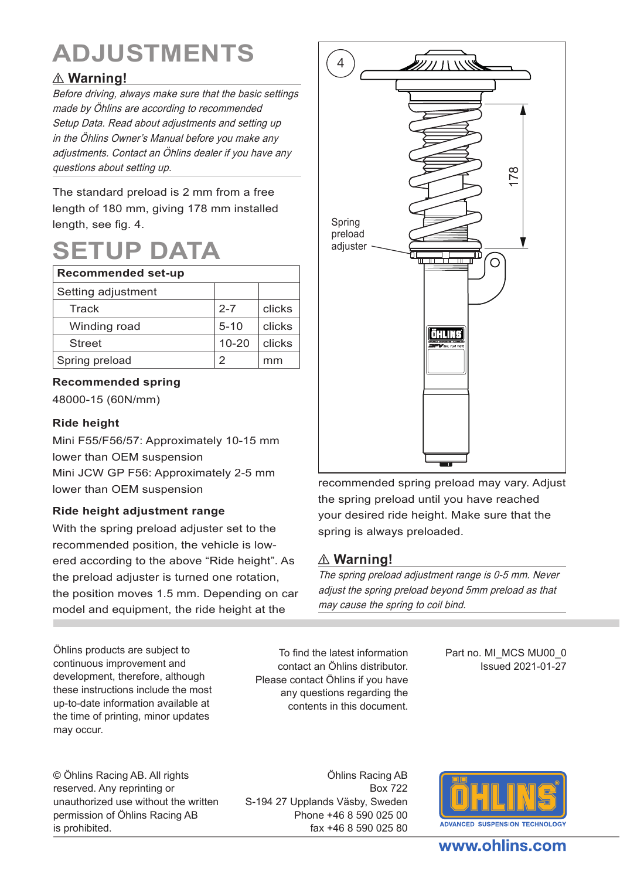# ADJUSTMENTS

## ⚠ Warning!

*Before driving, always make sure that the basic settings made by Öhlins are according to recommended Setup Data. Read about adjustments and setting up in the Öhlins Owner's Manual before you make any adjustments. Contact an Öhlins dealer if you have any questions about setting up.*

The standard preload is 2 mm from a free length of 180 mm, giving 178 mm installed length, see fig. 4.

# SETUP DATA

| Recommended set-up | | |
|---|---|---|
| Setting adjustment | | |
| Track | 2-7 | clicks |
| Winding road | 5-10 | clicks |
| Street | 10-20 | clicks |
| Spring preload | 2 | mm |

**Recommended spring**

48000-15 (60N/mm)

**Ride height**

Mini F55/F56/57: Approximately 10-15 mm lower than OEM suspension

Mini JCW GP F56: Approximately 2-5 mm lower than OEM suspension

**Ride height adjustment range**

With the spring preload adjuster set to the recommended position, the vehicle is lowered according to the above "Ride height". As the preload adjuster is turned one rotation, the position moves 1.5 mm. Depending on car model and equipment, the ride height at the recommended spring preload may vary. Adjust the spring preload until you have reached your desired ride height. Make sure that the spring is always preloaded.

4

178

Spring preload adjuster

## ⚠ Warning!

*The spring preload adjustment range is 0-5 mm. Never adjust the spring preload beyond 5mm preload as that may cause the spring to coil bind.*

Öhlins products are subject to continuous improvement and development, therefore, although these instructions include the most up-to-date information available at the time of printing, minor updates may occur.

To find the latest information contact an Öhlins distributor. Please contact Öhlins if you have any questions regarding the contents in this document.

Part no. MI_MCS MU00_0
Issued 2021-01-27

© Öhlins Racing AB. All rights reserved. Any reprinting or unauthorized use without the written permission of Öhlins Racing AB is prohibited.

Öhlins Racing AB
Box 722
S-194 27 Upplands Väsby, Sweden
Phone +46 8 590 025 00
fax +46 8 590 025 80

ÖHLINS ADVANCED SUSPENSION TECHNOLOGY

www.ohlins.com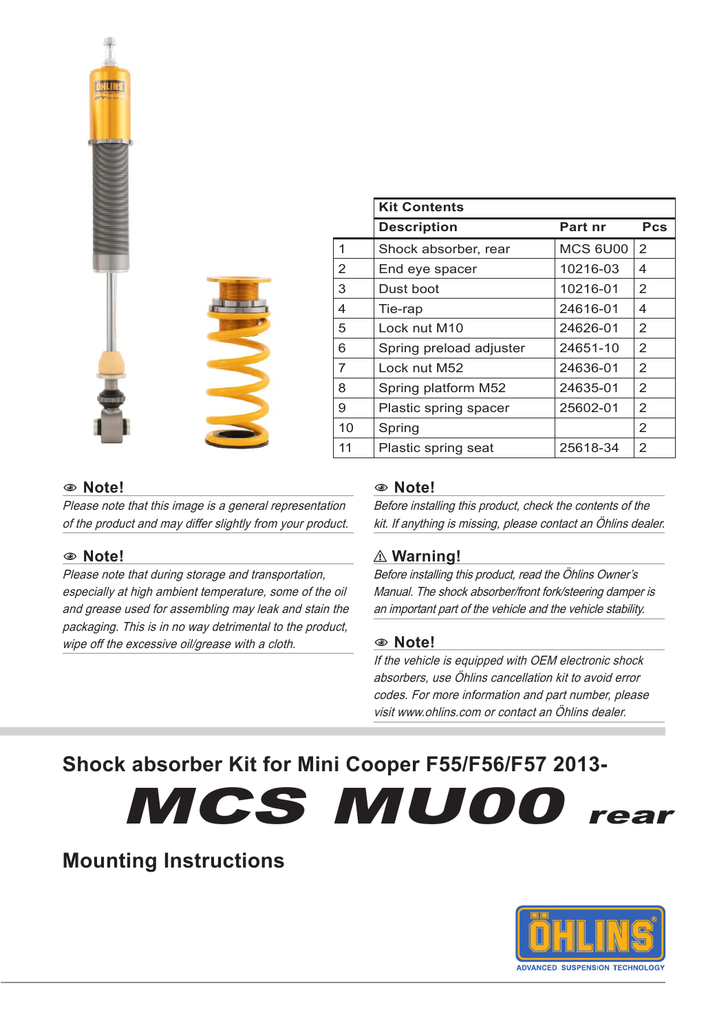| | Kit Contents | | |
|---|---|---|---|
| | **Description** | **Part nr** | **Pcs** |
| 1 | Shock absorber, rear | MCS 6U00 | 2 |
| 2 | End eye spacer | 10216-03 | 4 |
| 3 | Dust boot | 10216-01 | 2 |
| 4 | Tie-rap | 24616-01 | 4 |
| 5 | Lock nut M10 | 24626-01 | 2 |
| 6 | Spring preload adjuster | 24651-10 | 2 |
| 7 | Lock nut M52 | 24636-01 | 2 |
| 8 | Spring platform M52 | 24635-01 | 2 |
| 9 | Plastic spring spacer | 25602-01 | 2 |
| 10 | Spring | | 2 |
| 11 | Plastic spring seat | 25618-34 | 2 |

### Note!

*Please note that this image is a general representation of the product and may differ slightly from your product.*

### Note!

*Please note that during storage and transportation, especially at high ambient temperature, some of the oil and grease used for assembling may leak and stain the packaging. This is in no way detrimental to the product, wipe off the excessive oil/grease with a cloth.*

### Note!

*Before installing this product, check the contents of the kit. If anything is missing, please contact an Öhlins dealer.*

### ⚠ Warning!

*Before installing this product, read the Öhlins Owner's Manual. The shock absorber/front fork/steering damper is an important part of the vehicle and the vehicle stability.*

### Note!

*If the vehicle is equipped with OEM electronic shock absorbers, use Öhlins cancellation kit to avoid error codes. For more information and part number, please visit www.ohlins.com or contact an Öhlins dealer.*

## Shock absorber Kit for Mini Cooper F55/F56/F57 2013-

# MCS MU00 rear

## Mounting Instructions

ÖHLINS
ADVANCED SUSPENSION TECHNOLOGY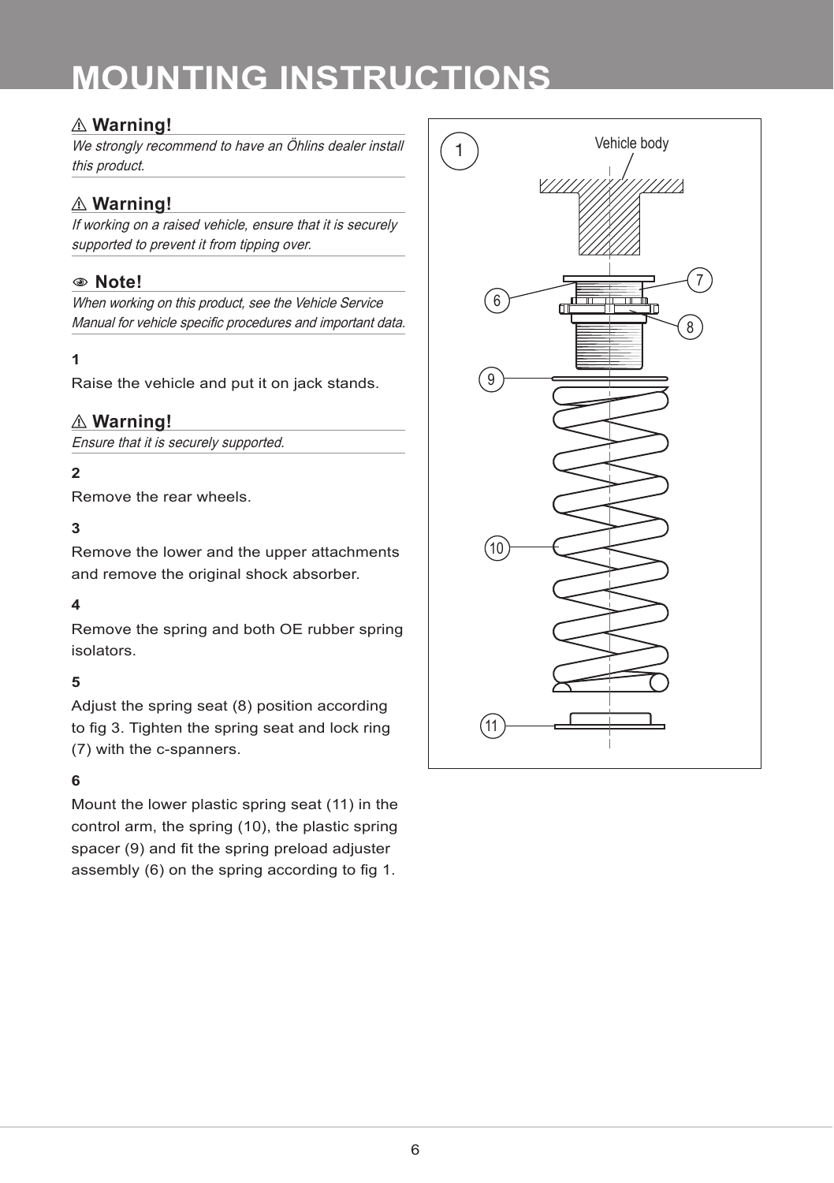# MOUNTING INSTRUCTIONS

**⚠ Warning!**

*We strongly recommend to have an Öhlins dealer install this product.*

**⚠ Warning!**

*If working on a raised vehicle, ensure that it is securely supported to prevent it from tipping over.*

**Note!**

*When working on this product, see the Vehicle Service Manual for vehicle specific procedures and important data.*

**1**

Raise the vehicle and put it on jack stands.

**⚠ Warning!**

*Ensure that it is securely supported.*

**2**

Remove the rear wheels.

**3**

Remove the lower and the upper attachments and remove the original shock absorber.

**4**

Remove the spring and both OE rubber spring isolators.

**5**

Adjust the spring seat (8) position according to fig 3. Tighten the spring seat and lock ring (7) with the c-spanners.

**6**

Mount the lower plastic spring seat (11) in the control arm, the spring (10), the plastic spring spacer (9) and fit the spring preload adjuster assembly (6) on the spring according to fig 1.

1

Vehicle body

6 7 8 9 10 11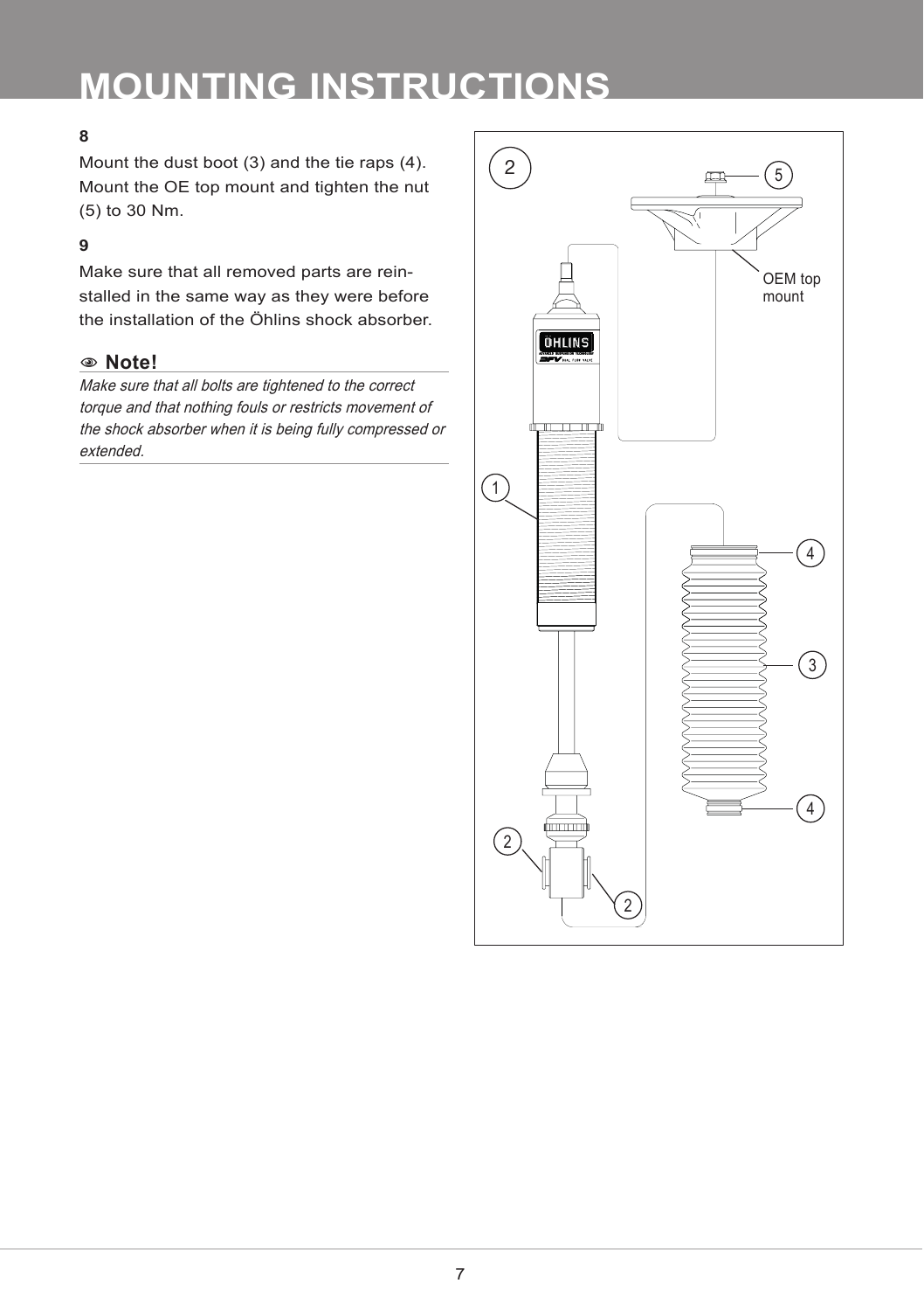# MOUNTING INSTRUCTIONS

**8**

Mount the dust boot (3) and the tie raps (4). Mount the OE top mount and tighten the nut (5) to 30 Nm.

**9**

Make sure that all removed parts are reinstalled in the same way as they were before the installation of the Öhlins shock absorber.

**Note!**

*Make sure that all bolts are tightened to the correct torque and that nothing fouls or restricts movement of the shock absorber when it is being fully compressed or extended.*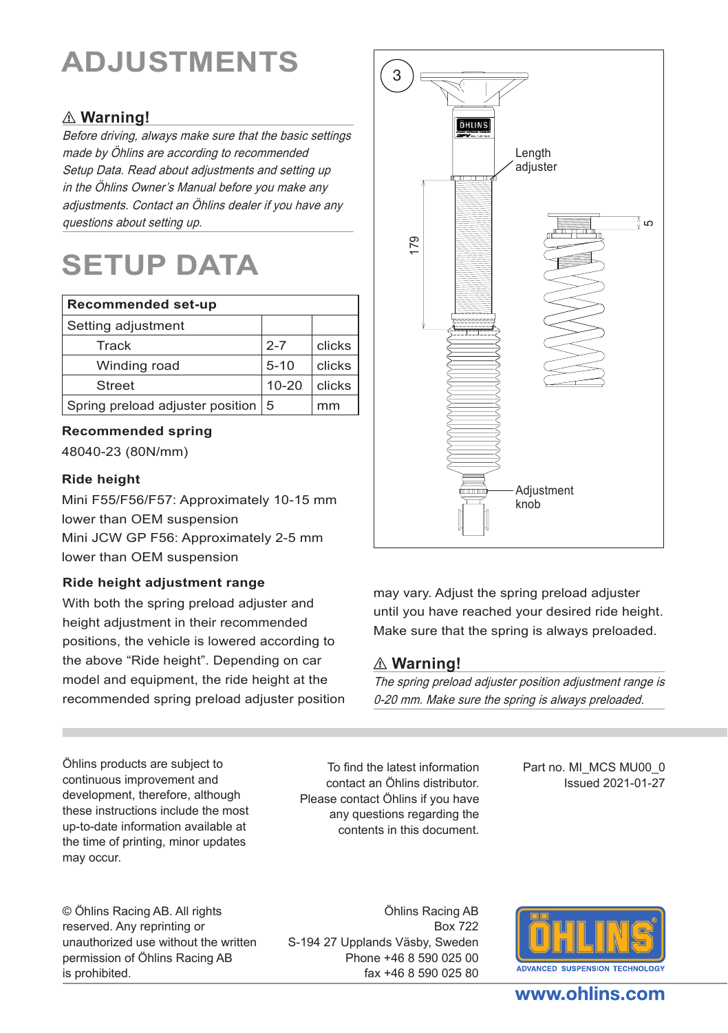# ADJUSTMENTS

### ⚠ Warning!

*Before driving, always make sure that the basic settings made by Öhlins are according to recommended Setup Data. Read about adjustments and setting up in the Öhlins Owner's Manual before you make any adjustments. Contact an Öhlins dealer if you have any questions about setting up.*

# SETUP DATA

| Recommended set-up | | |
|---|---|---|
| Setting adjustment | | |
| Track | 2-7 | clicks |
| Winding road | 5-10 | clicks |
| Street | 10-20 | clicks |
| Spring preload adjuster position | 5 | mm |

**Recommended spring**

48040-23 (80N/mm)

**Ride height**

Mini F55/F56/F57: Approximately 10-15 mm lower than OEM suspension

Mini JCW GP F56: Approximately 2-5 mm lower than OEM suspension

**Ride height adjustment range**

With both the spring preload adjuster and height adjustment in their recommended positions, the vehicle is lowered according to the above “Ride height”. Depending on car model and equipment, the ride height at the recommended spring preload adjuster position may vary. Adjust the spring preload adjuster until you have reached your desired ride height. Make sure that the spring is always preloaded.

3

Length adjuster

179

5

Adjustment knob

### ⚠ Warning!

*The spring preload adjuster position adjustment range is 0-20 mm. Make sure the spring is always preloaded.*

Öhlins products are subject to continuous improvement and development, therefore, although these instructions include the most up-to-date information available at the time of printing, minor updates may occur.

To find the latest information contact an Öhlins distributor. Please contact Öhlins if you have any questions regarding the contents in this document.

Part no. MI_MCS MU00_0
Issued 2021-01-27

© Öhlins Racing AB. All rights reserved. Any reprinting or unauthorized use without the written permission of Öhlins Racing AB is prohibited.

Öhlins Racing AB
Box 722
S-194 27 Upplands Väsby, Sweden
Phone +46 8 590 025 00
fax +46 8 590 025 80

ÖHLINS ADVANCED SUSPENSION TECHNOLOGY

www.ohlins.com